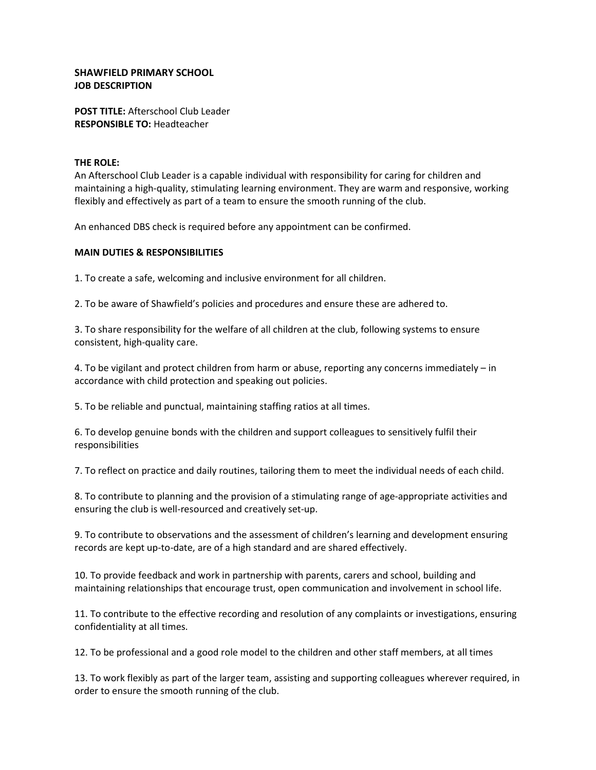**SHAWFIELD PRIMARY SCHOOL**
**JOB DESCRIPTION**

**POST TITLE:** Afterschool Club Leader
**RESPONSIBLE TO:** Headteacher

**THE ROLE:**
An Afterschool Club Leader is a capable individual with responsibility for caring for children and maintaining a high-quality, stimulating learning environment. They are warm and responsive, working flexibly and effectively as part of a team to ensure the smooth running of the club.

An enhanced DBS check is required before any appointment can be confirmed.

**MAIN DUTIES & RESPONSIBILITIES**

1. To create a safe, welcoming and inclusive environment for all children.

2. To be aware of Shawfield's policies and procedures and ensure these are adhered to.

3. To share responsibility for the welfare of all children at the club, following systems to ensure consistent, high-quality care.

4. To be vigilant and protect children from harm or abuse, reporting any concerns immediately – in accordance with child protection and speaking out policies.

5. To be reliable and punctual, maintaining staffing ratios at all times.

6. To develop genuine bonds with the children and support colleagues to sensitively fulfil their responsibilities

7. To reflect on practice and daily routines, tailoring them to meet the individual needs of each child.

8. To contribute to planning and the provision of a stimulating range of age-appropriate activities and ensuring the club is well-resourced and creatively set-up.

9. To contribute to observations and the assessment of children's learning and development ensuring records are kept up-to-date, are of a high standard and are shared effectively.

10. To provide feedback and work in partnership with parents, carers and school, building and maintaining relationships that encourage trust, open communication and involvement in school life.

11. To contribute to the effective recording and resolution of any complaints or investigations, ensuring confidentiality at all times.

12. To be professional and a good role model to the children and other staff members, at all times

13. To work flexibly as part of the larger team, assisting and supporting colleagues wherever required, in order to ensure the smooth running of the club.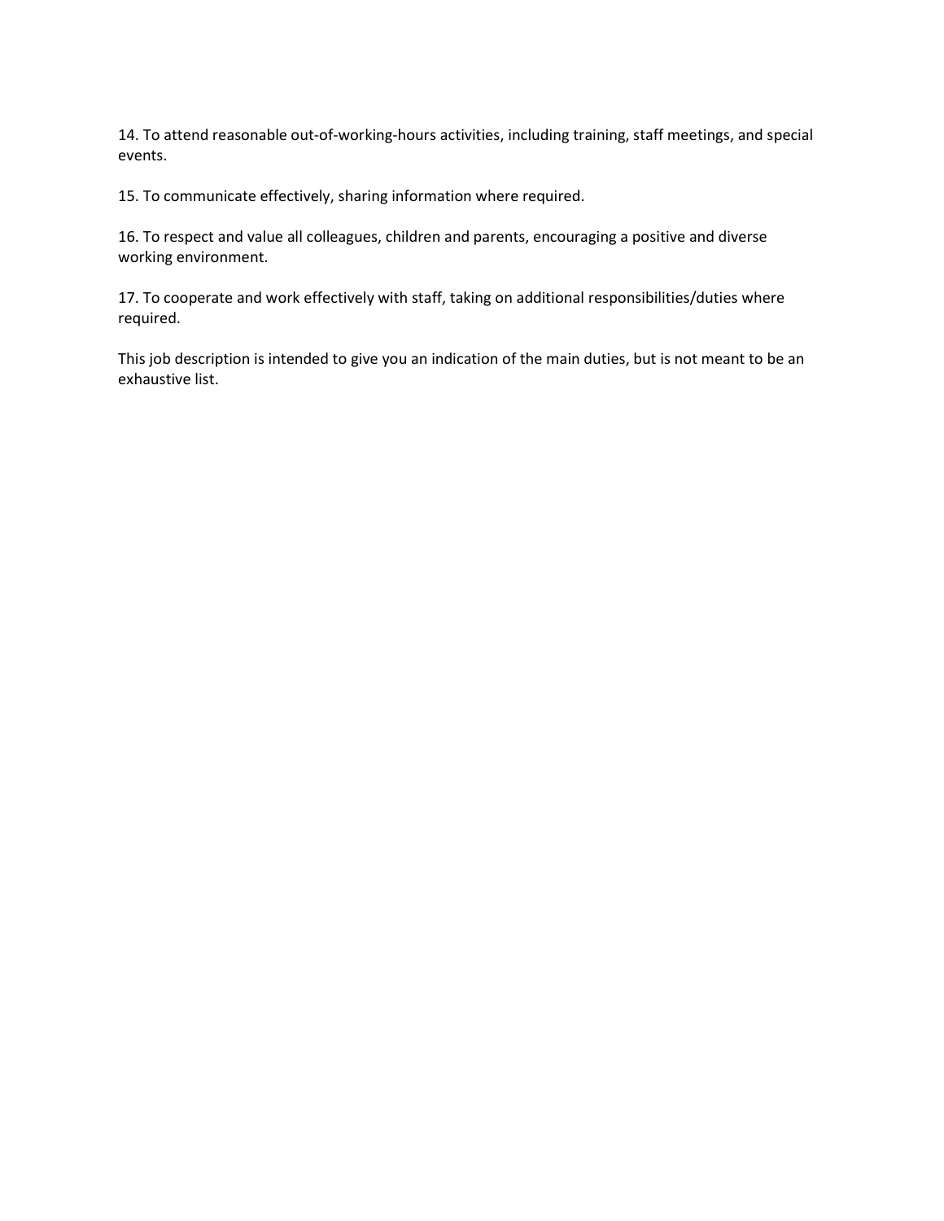14. To attend reasonable out-of-working-hours activities, including training, staff meetings, and special events.

15. To communicate effectively, sharing information where required.

16. To respect and value all colleagues, children and parents, encouraging a positive and diverse working environment.

17. To cooperate and work effectively with staff, taking on additional responsibilities/duties where required.

This job description is intended to give you an indication of the main duties, but is not meant to be an exhaustive list.